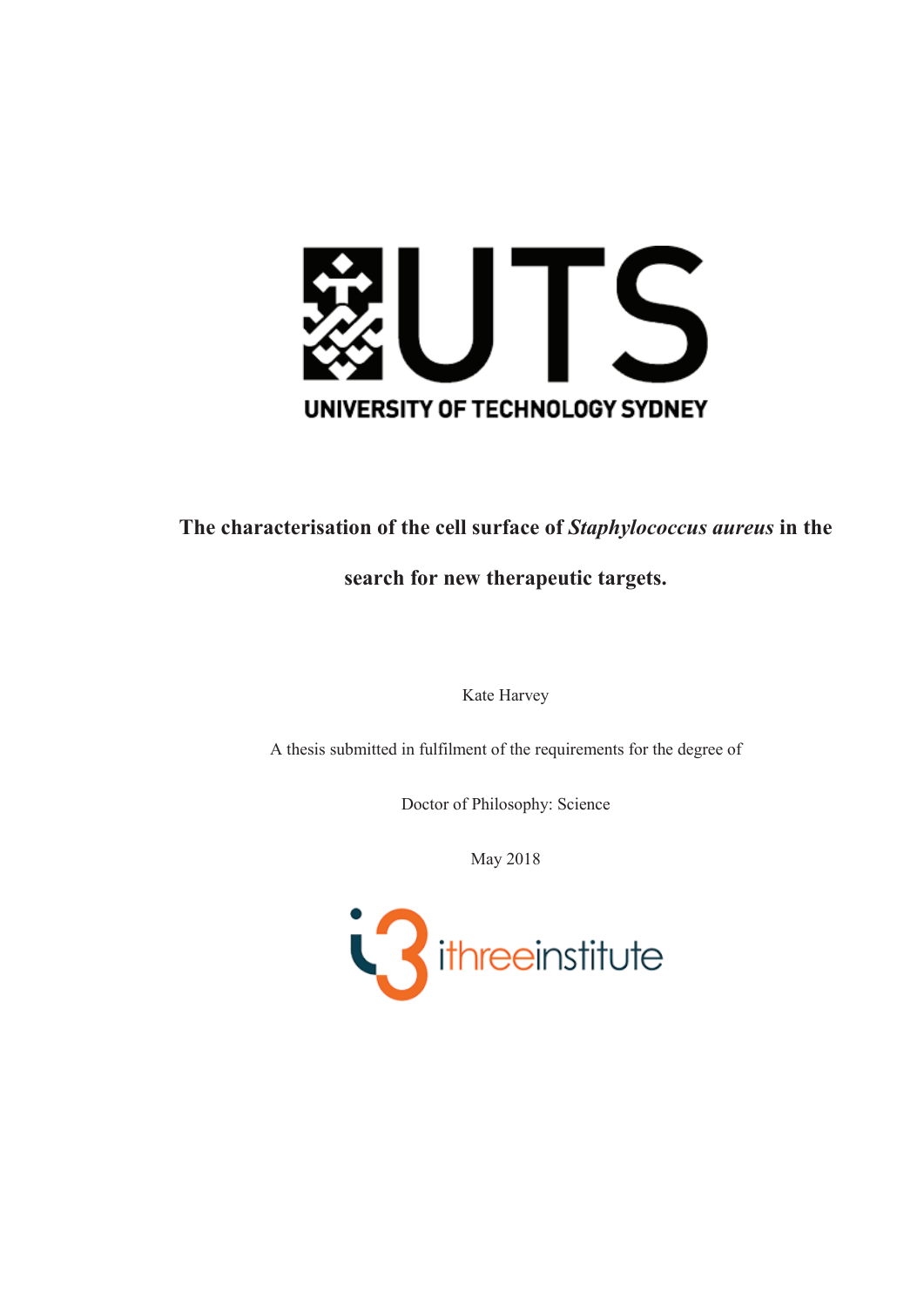UNIVERSITY OF TECHNOLOGY SYDNEY

# The characterisation of the cell surface of *Staphylococcus aureus* in the search for new therapeutic targets.

Kate Harvey

A thesis submitted in fulfilment of the requirements for the degree of

Doctor of Philosophy: Science

May 2018

ithreeinstitute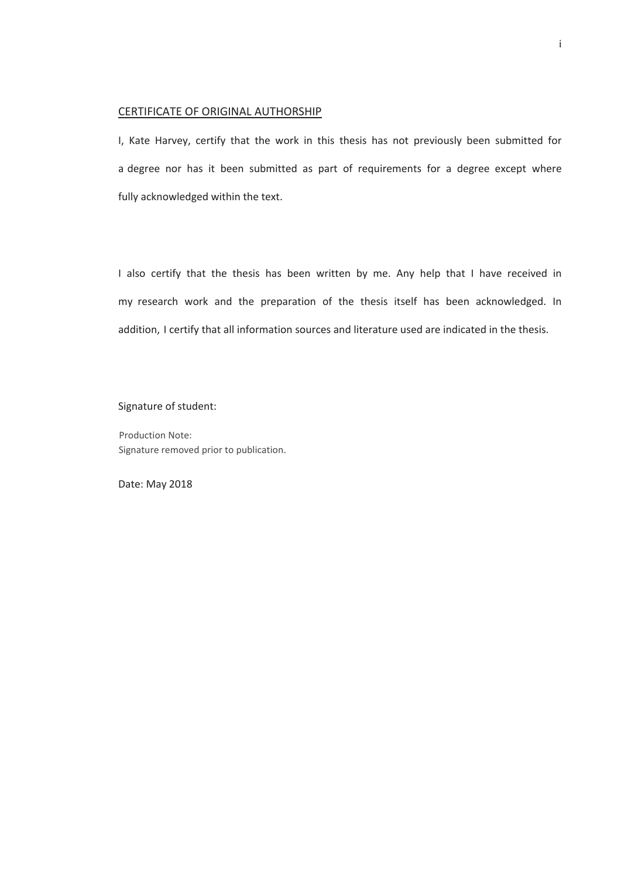## CERTIFICATE OF ORIGINAL AUTHORSHIP

I, Kate Harvey, certify that the work in this thesis has not previously been submitted for a degree nor has it been submitted as part of requirements for a degree except where fully acknowledged within the text.

I also certify that the thesis has been written by me. Any help that I have received in my research work and the preparation of the thesis itself has been acknowledged. In addition, I certify that all information sources and literature used are indicated in the thesis.

Signature of student:

Production Note:
Signature removed prior to publication.

Date: May 2018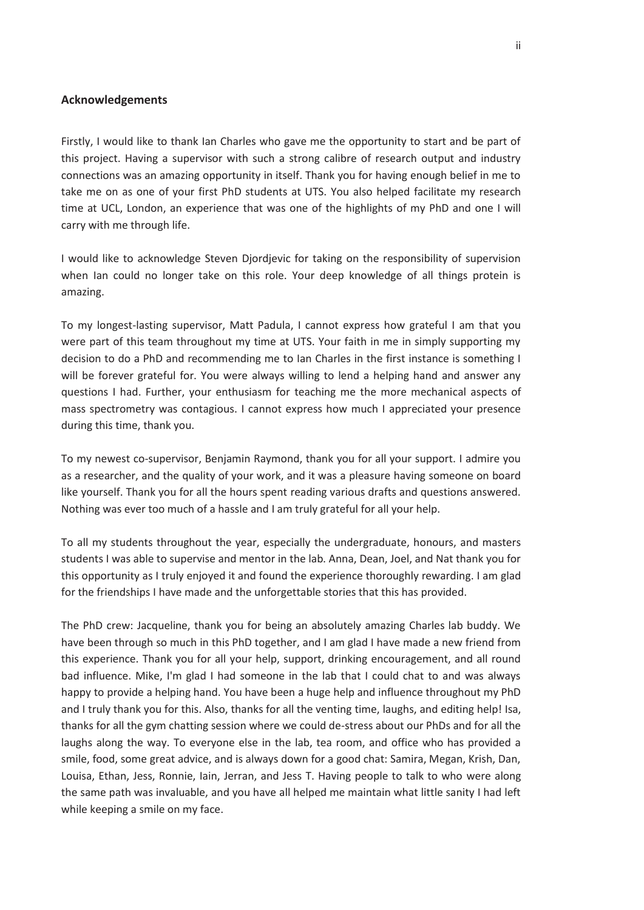## Acknowledgements

Firstly, I would like to thank Ian Charles who gave me the opportunity to start and be part of this project. Having a supervisor with such a strong calibre of research output and industry connections was an amazing opportunity in itself. Thank you for having enough belief in me to take me on as one of your first PhD students at UTS. You also helped facilitate my research time at UCL, London, an experience that was one of the highlights of my PhD and one I will carry with me through life.

I would like to acknowledge Steven Djordjevic for taking on the responsibility of supervision when Ian could no longer take on this role. Your deep knowledge of all things protein is amazing.

To my longest-lasting supervisor, Matt Padula, I cannot express how grateful I am that you were part of this team throughout my time at UTS. Your faith in me in simply supporting my decision to do a PhD and recommending me to Ian Charles in the first instance is something I will be forever grateful for. You were always willing to lend a helping hand and answer any questions I had. Further, your enthusiasm for teaching me the more mechanical aspects of mass spectrometry was contagious. I cannot express how much I appreciated your presence during this time, thank you.

To my newest co-supervisor, Benjamin Raymond, thank you for all your support. I admire you as a researcher, and the quality of your work, and it was a pleasure having someone on board like yourself. Thank you for all the hours spent reading various drafts and questions answered. Nothing was ever too much of a hassle and I am truly grateful for all your help.

To all my students throughout the year, especially the undergraduate, honours, and masters students I was able to supervise and mentor in the lab. Anna, Dean, Joel, and Nat thank you for this opportunity as I truly enjoyed it and found the experience thoroughly rewarding. I am glad for the friendships I have made and the unforgettable stories that this has provided.

The PhD crew: Jacqueline, thank you for being an absolutely amazing Charles lab buddy. We have been through so much in this PhD together, and I am glad I have made a new friend from this experience. Thank you for all your help, support, drinking encouragement, and all round bad influence. Mike, I'm glad I had someone in the lab that I could chat to and was always happy to provide a helping hand. You have been a huge help and influence throughout my PhD and I truly thank you for this. Also, thanks for all the venting time, laughs, and editing help! Isa, thanks for all the gym chatting session where we could de-stress about our PhDs and for all the laughs along the way. To everyone else in the lab, tea room, and office who has provided a smile, food, some great advice, and is always down for a good chat: Samira, Megan, Krish, Dan, Louisa, Ethan, Jess, Ronnie, Iain, Jerran, and Jess T. Having people to talk to who were along the same path was invaluable, and you have all helped me maintain what little sanity I had left while keeping a smile on my face.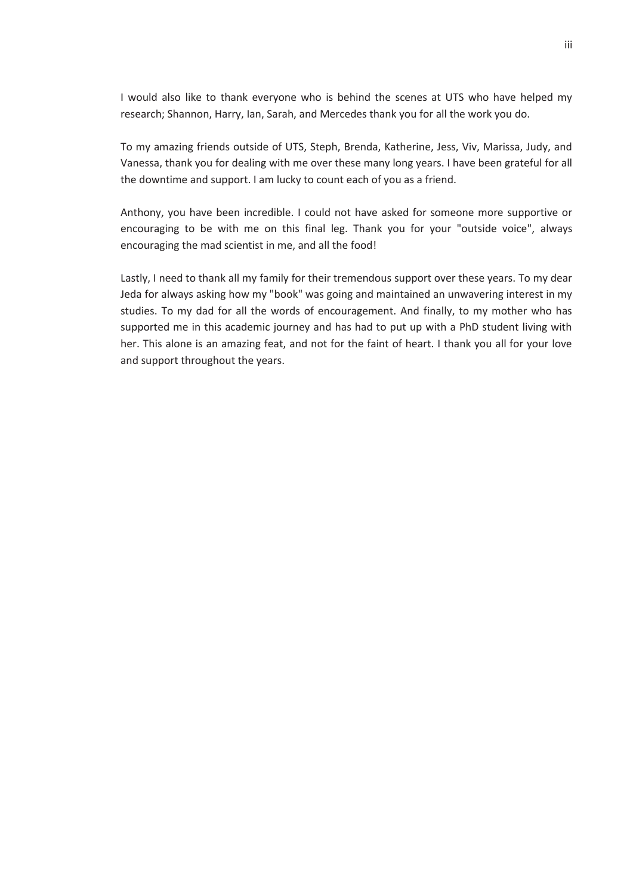I would also like to thank everyone who is behind the scenes at UTS who have helped my research; Shannon, Harry, Ian, Sarah, and Mercedes thank you for all the work you do.

To my amazing friends outside of UTS, Steph, Brenda, Katherine, Jess, Viv, Marissa, Judy, and Vanessa, thank you for dealing with me over these many long years. I have been grateful for all the downtime and support. I am lucky to count each of you as a friend.

Anthony, you have been incredible. I could not have asked for someone more supportive or encouraging to be with me on this final leg. Thank you for your "outside voice", always encouraging the mad scientist in me, and all the food!

Lastly, I need to thank all my family for their tremendous support over these years. To my dear Jeda for always asking how my "book" was going and maintained an unwavering interest in my studies. To my dad for all the words of encouragement. And finally, to my mother who has supported me in this academic journey and has had to put up with a PhD student living with her. This alone is an amazing feat, and not for the faint of heart. I thank you all for your love and support throughout the years.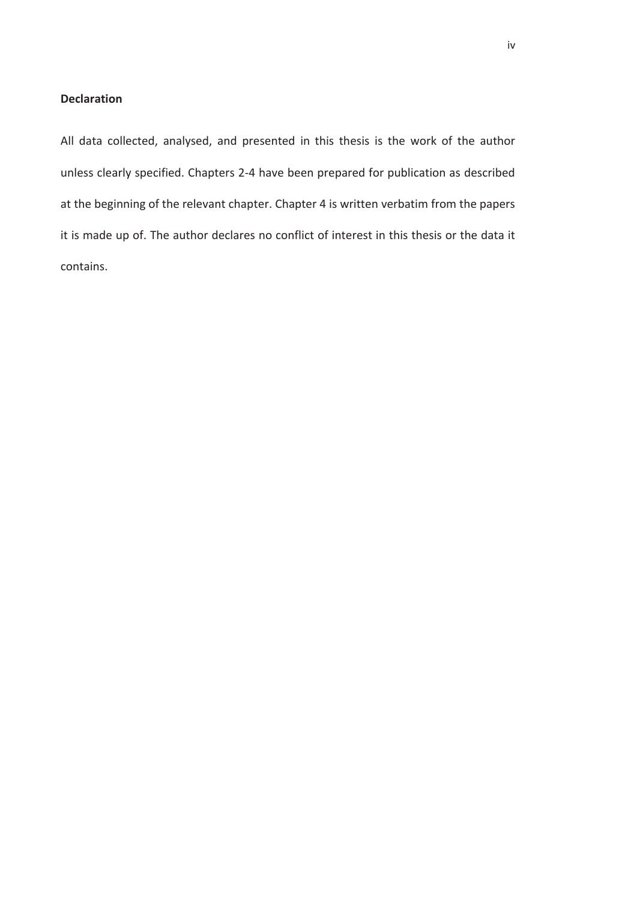## Declaration

All data collected, analysed, and presented in this thesis is the work of the author unless clearly specified. Chapters 2-4 have been prepared for publication as described at the beginning of the relevant chapter. Chapter 4 is written verbatim from the papers it is made up of. The author declares no conflict of interest in this thesis or the data it contains.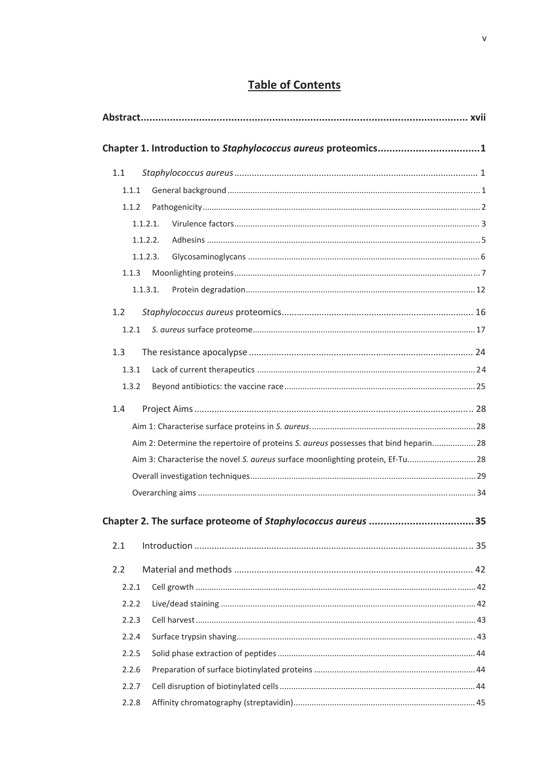# Table of Contents

**Abstract** .......... **xvii**

**Chapter 1. Introduction to *Staphylococcus aureus* proteomics** .......... **1**

1.1 *Staphylococcus aureus* .......... 1

1.1.1 General background .......... 1

1.1.2 Pathogenicity .......... 2

1.1.2.1. Virulence factors .......... 3

1.1.2.2. Adhesins .......... 5

1.1.2.3. Glycosaminoglycans .......... 6

1.1.3 Moonlighting proteins .......... 7

1.1.3.1. Protein degradation .......... 12

1.2 *Staphylococcus aureus* proteomics .......... 16

1.2.1 *S. aureus* surface proteome .......... 17

1.3 The resistance apocalypse .......... 24

1.3.1 Lack of current therapeutics .......... 24

1.3.2 Beyond antibiotics: the vaccine race .......... 25

1.4 Project Aims .......... 28

Aim 1: Characterise surface proteins in *S. aureus* .......... 28

Aim 2: Determine the repertoire of proteins *S. aureus* possesses that bind heparin .......... 28

Aim 3: Characterise the novel *S. aureus* surface moonlighting protein, Ef-Tu .......... 28

Overall investigation techniques .......... 29

Overarching aims .......... 34

**Chapter 2. The surface proteome of *Staphylococcus aureus*** .......... **35**

2.1 Introduction .......... 35

2.2 Material and methods .......... 42

2.2.1 Cell growth .......... 42

2.2.2 Live/dead staining .......... 42

2.2.3 Cell harvest .......... 43

2.2.4 Surface trypsin shaving .......... 43

2.2.5 Solid phase extraction of peptides .......... 44

2.2.6 Preparation of surface biotinylated proteins .......... 44

2.2.7 Cell disruption of biotinylated cells .......... 44

2.2.8 Affinity chromatography (streptavidin) .......... 45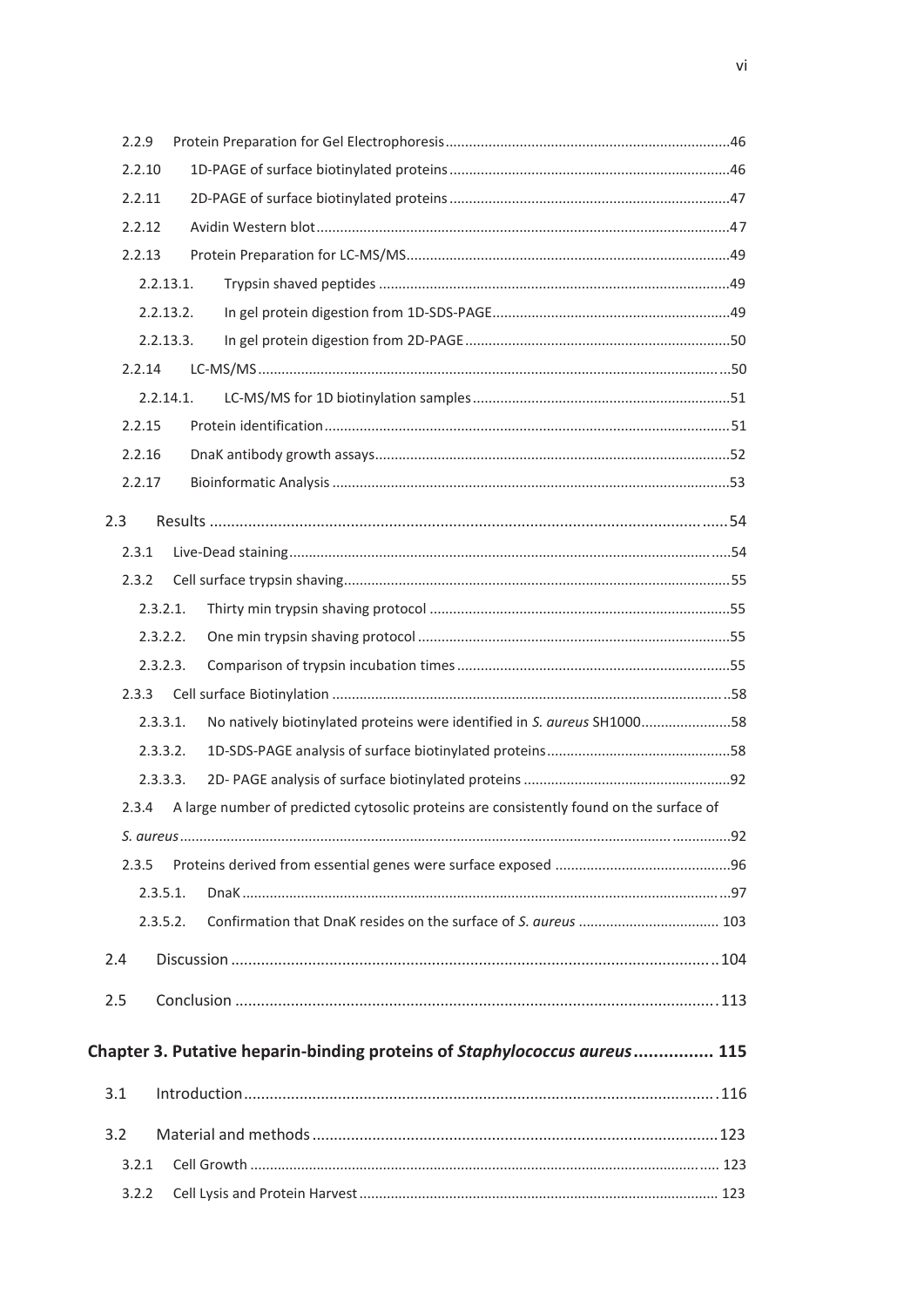2.2.9 Protein Preparation for Gel Electrophoresis ........ 46

2.2.10 1D-PAGE of surface biotinylated proteins ........ 46

2.2.11 2D-PAGE of surface biotinylated proteins ........ 47

2.2.12 Avidin Western blot ........ 47

2.2.13 Protein Preparation for LC-MS/MS ........ 49

2.2.13.1. Trypsin shaved peptides ........ 49

2.2.13.2. In gel protein digestion from 1D-SDS-PAGE ........ 49

2.2.13.3. In gel protein digestion from 2D-PAGE ........ 50

2.2.14 LC-MS/MS ........ 50

2.2.14.1. LC-MS/MS for 1D biotinylation samples ........ 51

2.2.15 Protein identification ........ 51

2.2.16 DnaK antibody growth assays ........ 52

2.2.17 Bioinformatic Analysis ........ 53

2.3 Results ........ 54

2.3.1 Live-Dead staining ........ 54

2.3.2 Cell surface trypsin shaving ........ 55

2.3.2.1. Thirty min trypsin shaving protocol ........ 55

2.3.2.2. One min trypsin shaving protocol ........ 55

2.3.2.3. Comparison of trypsin incubation times ........ 55

2.3.3 Cell surface Biotinylation ........ 58

2.3.3.1. No natively biotinylated proteins were identified in *S. aureus* SH1000 ........ 58

2.3.3.2. 1D-SDS-PAGE analysis of surface biotinylated proteins ........ 58

2.3.3.3. 2D- PAGE analysis of surface biotinylated proteins ........ 92

2.3.4 A large number of predicted cytosolic proteins are consistently found on the surface of *S. aureus* ........ 92

2.3.5 Proteins derived from essential genes were surface exposed ........ 96

2.3.5.1. DnaK ........ 97

2.3.5.2. Confirmation that DnaK resides on the surface of *S. aureus* ........ 103

2.4 Discussion ........ 104

2.5 Conclusion ........ 113

**Chapter 3. Putative heparin-binding proteins of *Staphylococcus aureus* ........ 115**

3.1 Introduction ........ 116

3.2 Material and methods ........ 123

3.2.1 Cell Growth ........ 123

3.2.2 Cell Lysis and Protein Harvest ........ 123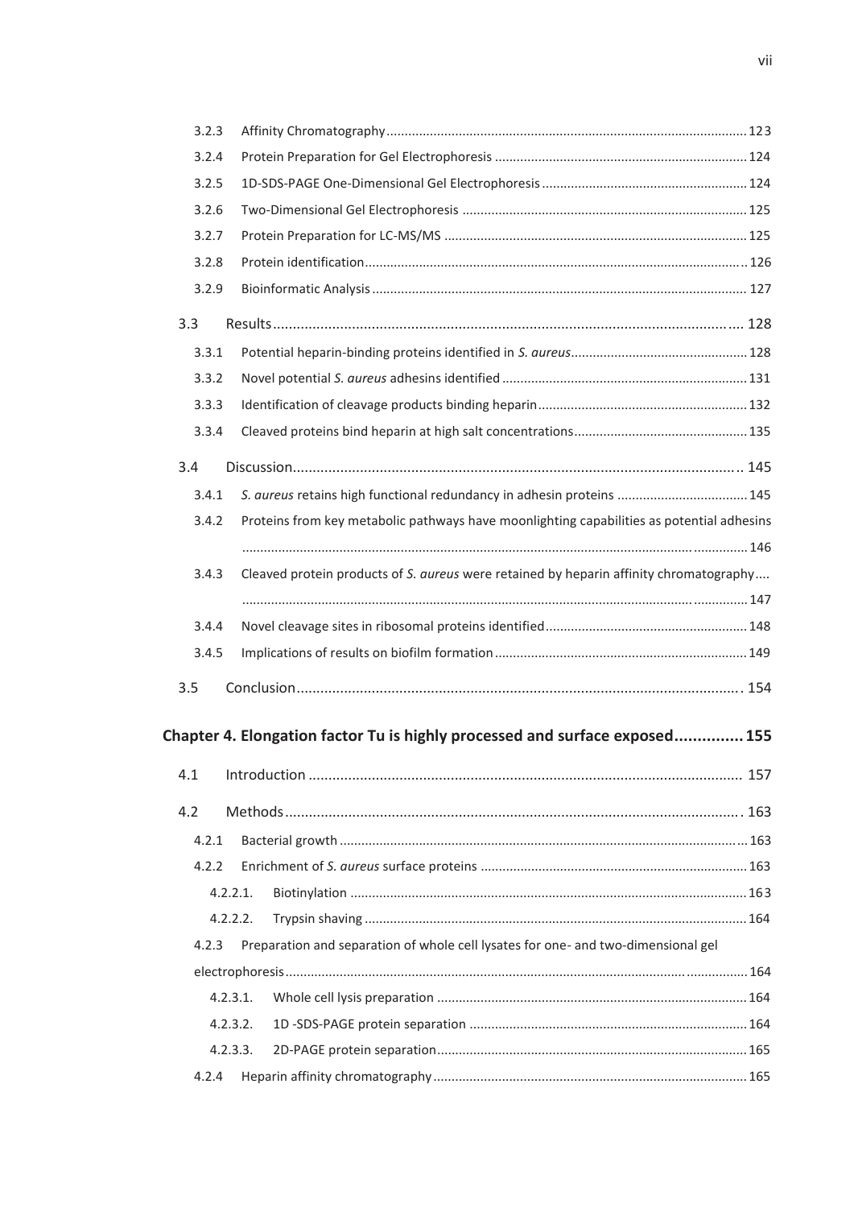3.2.3 Affinity Chromatography ... 123

3.2.4 Protein Preparation for Gel Electrophoresis ... 124

3.2.5 1D-SDS-PAGE One-Dimensional Gel Electrophoresis ... 124

3.2.6 Two-Dimensional Gel Electrophoresis ... 125

3.2.7 Protein Preparation for LC-MS/MS ... 125

3.2.8 Protein identification ... 126

3.2.9 Bioinformatic Analysis ... 127

3.3 Results ... 128

3.3.1 Potential heparin-binding proteins identified in *S. aureus* ... 128

3.3.2 Novel potential *S. aureus* adhesins identified ... 131

3.3.3 Identification of cleavage products binding heparin ... 132

3.3.4 Cleaved proteins bind heparin at high salt concentrations ... 135

3.4 Discussion ... 145

3.4.1 *S. aureus* retains high functional redundancy in adhesin proteins ... 145

3.4.2 Proteins from key metabolic pathways have moonlighting capabilities as potential adhesins ... 146

3.4.3 Cleaved protein products of *S. aureus* were retained by heparin affinity chromatography ... 147

3.4.4 Novel cleavage sites in ribosomal proteins identified ... 148

3.4.5 Implications of results on biofilm formation ... 149

3.5 Conclusion ... 154

**Chapter 4. Elongation factor Tu is highly processed and surface exposed ... 155**

4.1 Introduction ... 157

4.2 Methods ... 163

4.2.1 Bacterial growth ... 163

4.2.2 Enrichment of *S. aureus* surface proteins ... 163

4.2.2.1. Biotinylation ... 163

4.2.2.2. Trypsin shaving ... 164

4.2.3 Preparation and separation of whole cell lysates for one- and two-dimensional gel electrophoresis ... 164

4.2.3.1. Whole cell lysis preparation ... 164

4.2.3.2. 1D -SDS-PAGE protein separation ... 164

4.2.3.3. 2D-PAGE protein separation ... 165

4.2.4 Heparin affinity chromatography ... 165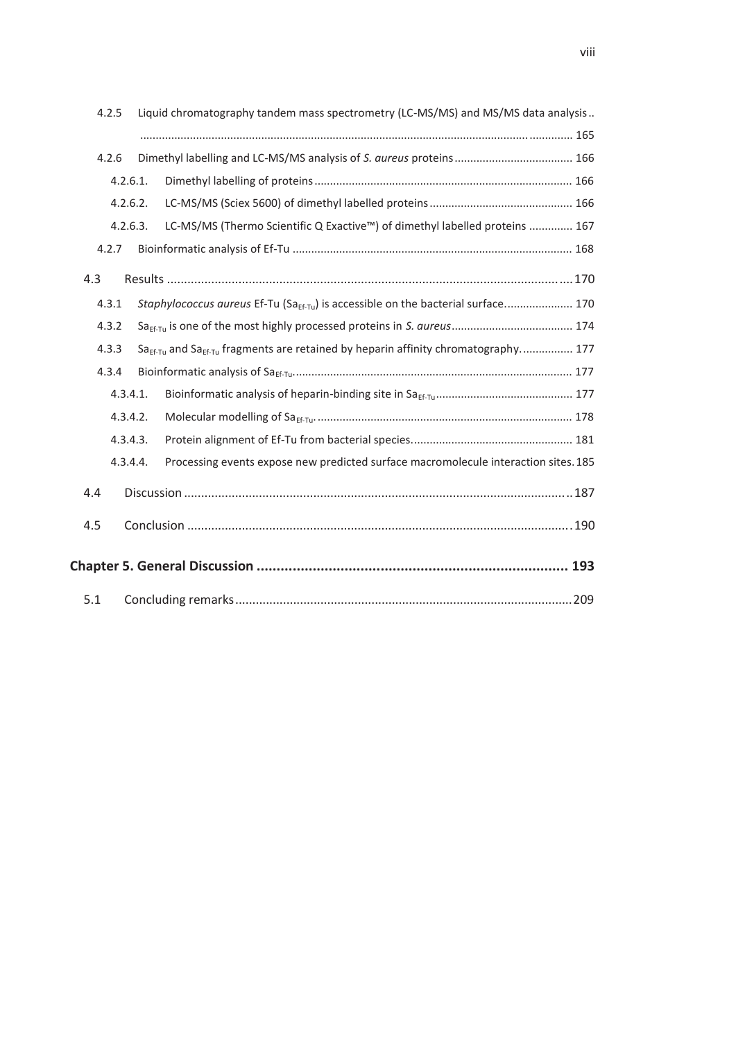4.2.5 Liquid chromatography tandem mass spectrometry (LC-MS/MS) and MS/MS data analysis .. ........................................................................................................................... 165

4.2.6 Dimethyl labelling and LC-MS/MS analysis of *S. aureus* proteins ...................................... 166

4.2.6.1. Dimethyl labelling of proteins .................................................................................. 166

4.2.6.2. LC-MS/MS (Sciex 5600) of dimethyl labelled proteins ............................................. 166

4.2.6.3. LC-MS/MS (Thermo Scientific Q Exactive™) of dimethyl labelled proteins .............. 167

4.2.7 Bioinformatic analysis of Ef-Tu ......................................................................................... 168

4.3 Results .................................................................................................................... 170

4.3.1 *Staphylococcus aureus* Ef-Tu ($Sa_{Ef\text{-}Tu}$) is accessible on the bacterial surface ...................... 170

4.3.2 $Sa_{Ef\text{-}Tu}$ is one of the most highly processed proteins in *S. aureus* ....................................... 174

4.3.3 $Sa_{Ef\text{-}Tu}$ and $Sa_{Ef\text{-}Tu}$ fragments are retained by heparin affinity chromatography ................ 177

4.3.4 Bioinformatic analysis of $Sa_{Ef\text{-}Tu}$ ......................................................................................... 177

4.3.4.1. Bioinformatic analysis of heparin-binding site in $Sa_{Ef\text{-}Tu}$ ............................................ 177

4.3.4.2. Molecular modelling of $Sa_{Ef\text{-}Tu}$ ................................................................................. 178

4.3.4.3. Protein alignment of Ef-Tu from bacterial species .................................................... 181

4.3.4.4. Processing events expose new predicted surface macromolecule interaction sites . 185

4.4 Discussion ................................................................................................................. 187

4.5 Conclusion ............................................................................................................... 190

**Chapter 5. General Discussion ............................................................................... 193**

5.1 Concluding remarks .................................................................................................. 209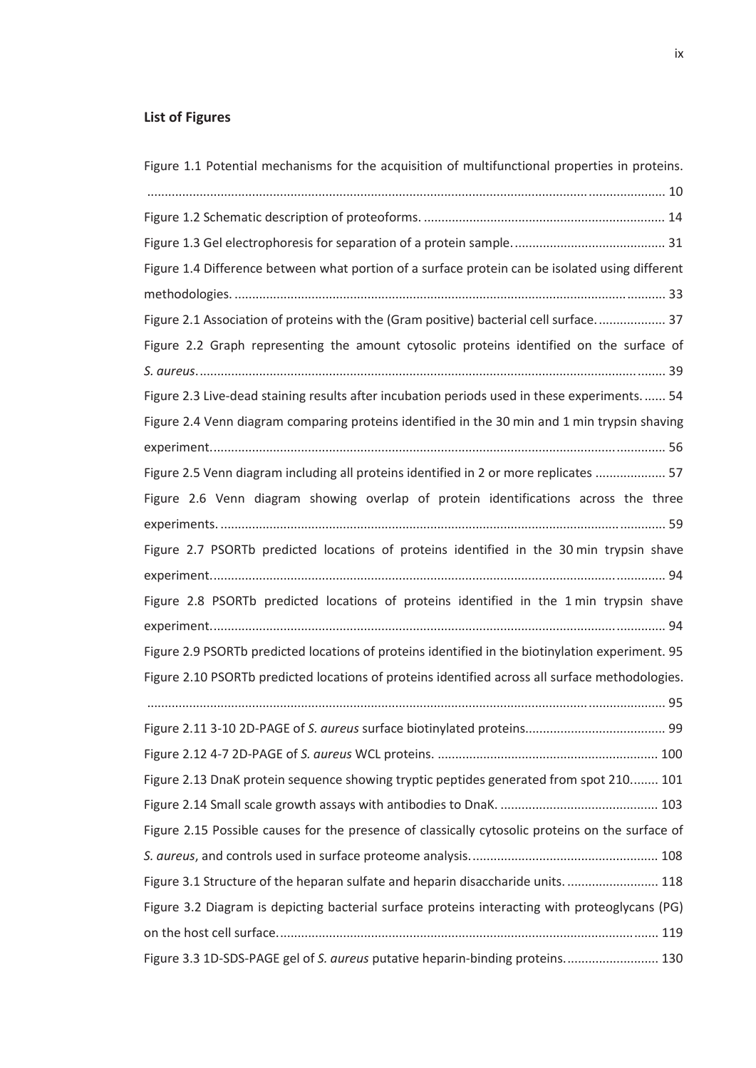## List of Figures

Figure 1.1 Potential mechanisms for the acquisition of multifunctional properties in proteins. ........ 10

Figure 1.2 Schematic description of proteoforms. ........ 14

Figure 1.3 Gel electrophoresis for separation of a protein sample. ........ 31

Figure 1.4 Difference between what portion of a surface protein can be isolated using different methodologies. ........ 33

Figure 2.1 Association of proteins with the (Gram positive) bacterial cell surface. ........ 37

Figure 2.2 Graph representing the amount cytosolic proteins identified on the surface of *S. aureus*. ........ 39

Figure 2.3 Live-dead staining results after incubation periods used in these experiments. ........ 54

Figure 2.4 Venn diagram comparing proteins identified in the 30 min and 1 min trypsin shaving experiment. ........ 56

Figure 2.5 Venn diagram including all proteins identified in 2 or more replicates ........ 57

Figure 2.6 Venn diagram showing overlap of protein identifications across the three experiments. ........ 59

Figure 2.7 PSORTb predicted locations of proteins identified in the 30 min trypsin shave experiment. ........ 94

Figure 2.8 PSORTb predicted locations of proteins identified in the 1 min trypsin shave experiment. ........ 94

Figure 2.9 PSORTb predicted locations of proteins identified in the biotinylation experiment. 95

Figure 2.10 PSORTb predicted locations of proteins identified across all surface methodologies. ........ 95

Figure 2.11 3-10 2D-PAGE of *S. aureus* surface biotinylated proteins. ........ 99

Figure 2.12 4-7 2D-PAGE of *S. aureus* WCL proteins. ........ 100

Figure 2.13 DnaK protein sequence showing tryptic peptides generated from spot 210. ........ 101

Figure 2.14 Small scale growth assays with antibodies to DnaK. ........ 103

Figure 2.15 Possible causes for the presence of classically cytosolic proteins on the surface of *S. aureus*, and controls used in surface proteome analysis. ........ 108

Figure 3.1 Structure of the heparan sulfate and heparin disaccharide units. ........ 118

Figure 3.2 Diagram is depicting bacterial surface proteins interacting with proteoglycans (PG) on the host cell surface. ........ 119

Figure 3.3 1D-SDS-PAGE gel of *S. aureus* putative heparin-binding proteins. ........ 130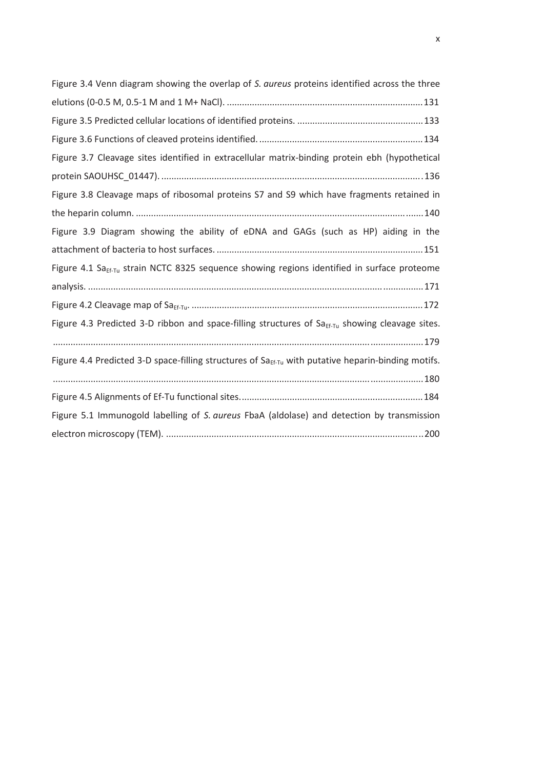Figure 3.4 Venn diagram showing the overlap of *S. aureus* proteins identified across the three elutions (0-0.5 M, 0.5-1 M and 1 M+ NaCl). ............................................................................. 131

Figure 3.5 Predicted cellular locations of identified proteins. ................................................. 133

Figure 3.6 Functions of cleaved proteins identified. ................................................................. 134

Figure 3.7 Cleavage sites identified in extracellular matrix-binding protein ebh (hypothetical protein SAOUHSC_01447). ....................................................................................................... 136

Figure 3.8 Cleavage maps of ribosomal proteins S7 and S9 which have fragments retained in the heparin column. .................................................................................................................. 140

Figure 3.9 Diagram showing the ability of eDNA and GAGs (such as HP) aiding in the attachment of bacteria to host surfaces. .................................................................................. 151

Figure 4.1 $Sa_{Ef\text{-}Tu}$ strain NCTC 8325 sequence showing regions identified in surface proteome analysis. .................................................................................................................................... 171

Figure 4.2 Cleavage map of $Sa_{Ef\text{-}Tu}$. ............................................................................................ 172

Figure 4.3 Predicted 3-D ribbon and space-filling structures of $Sa_{Ef\text{-}Tu}$ showing cleavage sites. ................................................................................................................................................. 179

Figure 4.4 Predicted 3-D space-filling structures of $Sa_{Ef\text{-}Tu}$ with putative heparin-binding motifs. ................................................................................................................................................. 180

Figure 4.5 Alignments of Ef-Tu functional sites. ........................................................................ 184

Figure 5.1 Immunogold labelling of *S. aureus* FbaA (aldolase) and detection by transmission electron microscopy (TEM). ..................................................................................................... 200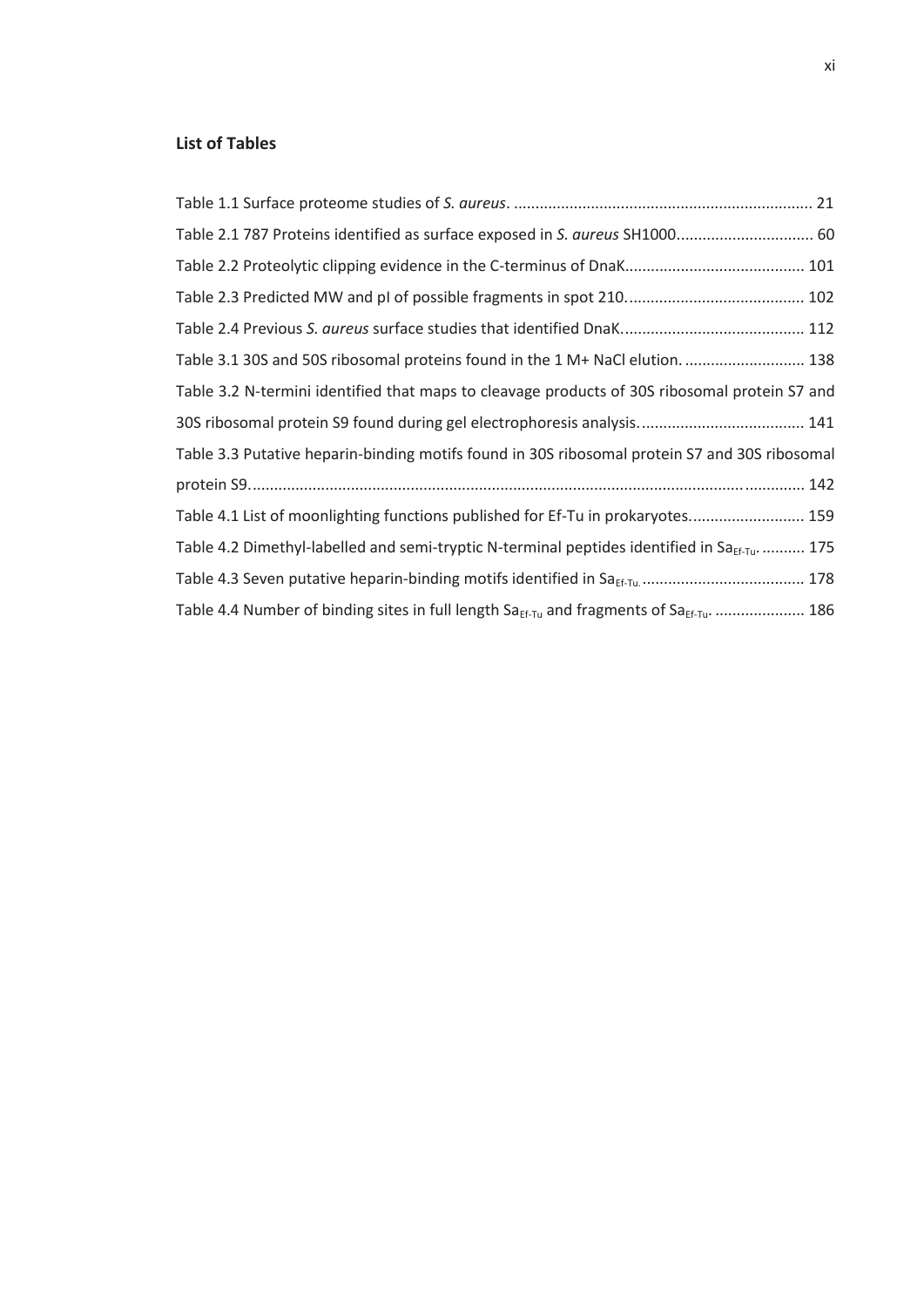**List of Tables**

Table 1.1 Surface proteome studies of *S. aureus*. ..................................................................... 21

Table 2.1 787 Proteins identified as surface exposed in *S. aureus* SH1000................................ 60

Table 2.2 Proteolytic clipping evidence in the C-terminus of DnaK......................................... 101

Table 2.3 Predicted MW and pI of possible fragments in spot 210......................................... 102

Table 2.4 Previous *S. aureus* surface studies that identified DnaK.......................................... 112

Table 3.1 30S and 50S ribosomal proteins found in the 1 M+ NaCl elution. ............................ 138

Table 3.2 N-termini identified that maps to cleavage products of 30S ribosomal protein S7 and 30S ribosomal protein S9 found during gel electrophoresis analysis...................................... 141

Table 3.3 Putative heparin-binding motifs found in 30S ribosomal protein S7 and 30S ribosomal protein S9................................................................................................................. 142

Table 4.1 List of moonlighting functions published for Ef-Tu in prokaryotes........................... 159

Table 4.2 Dimethyl-labelled and semi-tryptic N-terminal peptides identified in $Sa_{Ef\text{-}Tu}$. .......... 175

Table 4.3 Seven putative heparin-binding motifs identified in $Sa_{Ef\text{-}Tu}$. ..................................... 178

Table 4.4 Number of binding sites in full length $Sa_{Ef\text{-}Tu}$ and fragments of $Sa_{Ef\text{-}Tu}$. .................... 186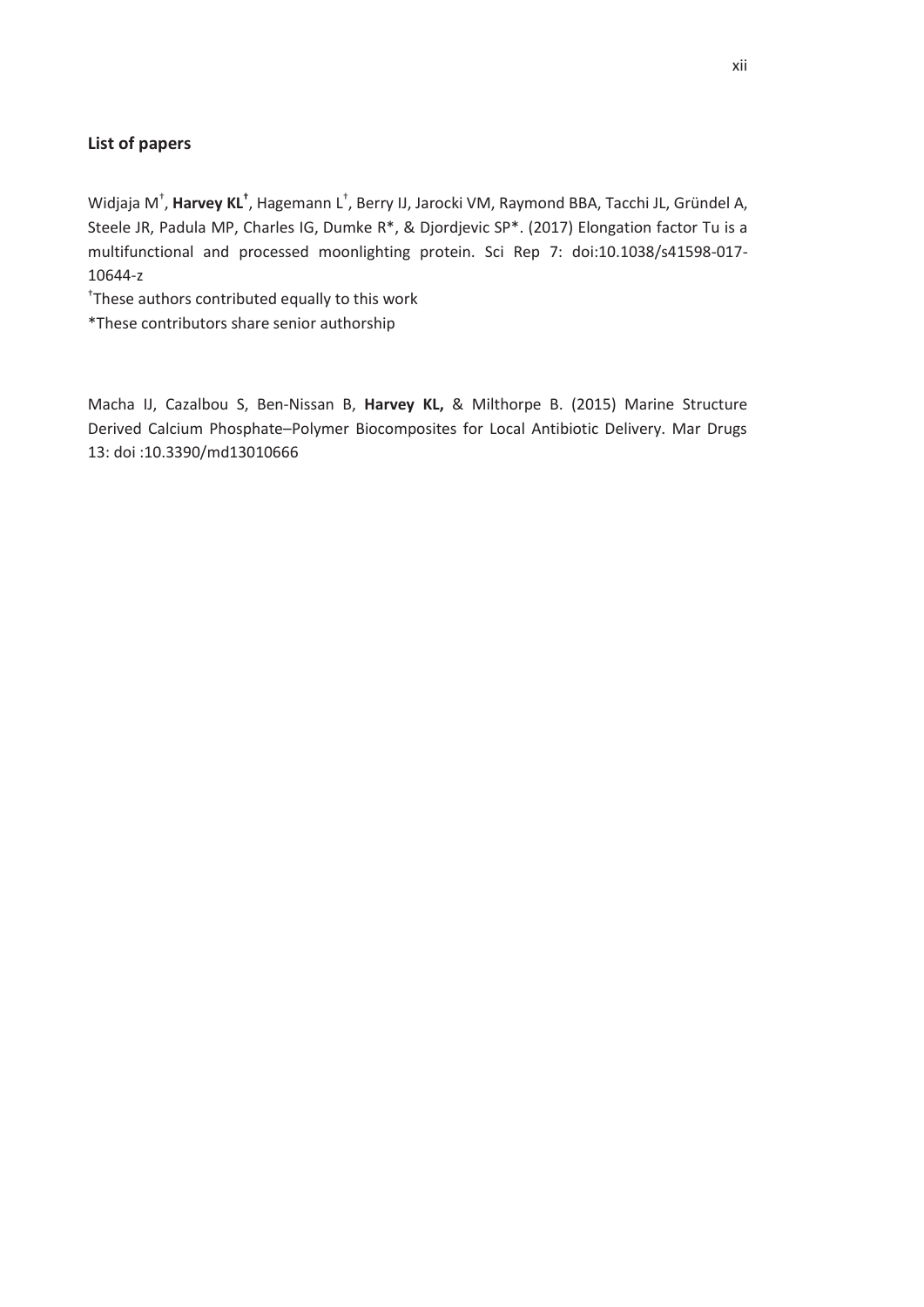### List of papers

Widjaja M[†], **Harvey KL[†]**, Hagemann L[†], Berry IJ, Jarocki VM, Raymond BBA, Tacchi JL, Gründel A, Steele JR, Padula MP, Charles IG, Dumke R*, & Djordjevic SP*. (2017) Elongation factor Tu is a multifunctional and processed moonlighting protein. Sci Rep 7: doi:10.1038/s41598-017-10644-z

[†]These authors contributed equally to this work

*These contributors share senior authorship

Macha IJ, Cazalbou S, Ben-Nissan B, **Harvey KL,** & Milthorpe B. (2015) Marine Structure Derived Calcium Phosphate–Polymer Biocomposites for Local Antibiotic Delivery. Mar Drugs 13: doi :10.3390/md13010666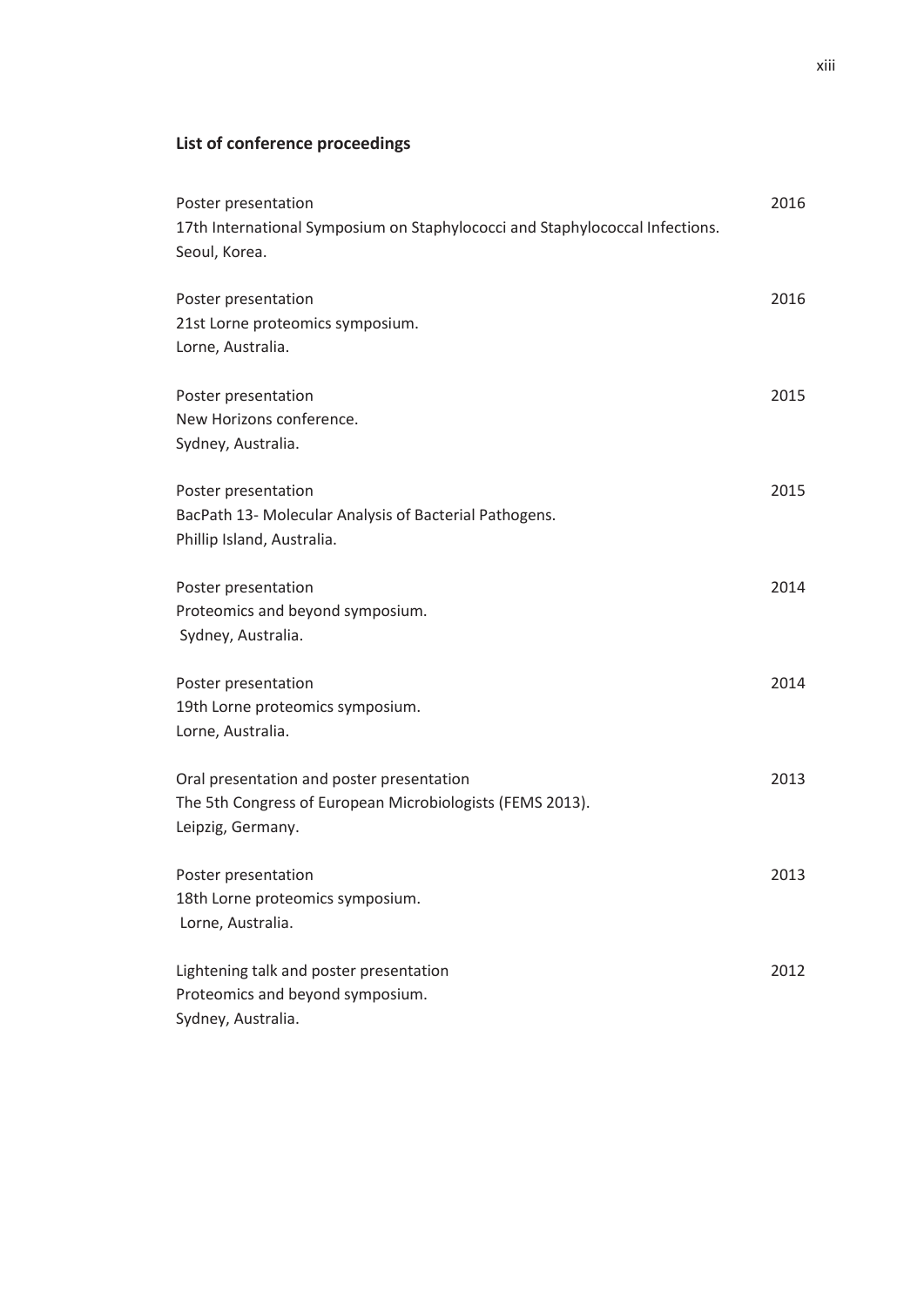## List of conference proceedings

Poster presentation — 2016
17th International Symposium on Staphylococci and Staphylococcal Infections.
Seoul, Korea.

Poster presentation — 2016
21st Lorne proteomics symposium.
Lorne, Australia.

Poster presentation — 2015
New Horizons conference.
Sydney, Australia.

Poster presentation — 2015
BacPath 13- Molecular Analysis of Bacterial Pathogens.
Phillip Island, Australia.

Poster presentation — 2014
Proteomics and beyond symposium.
Sydney, Australia.

Poster presentation — 2014
19th Lorne proteomics symposium.
Lorne, Australia.

Oral presentation and poster presentation — 2013
The 5th Congress of European Microbiologists (FEMS 2013).
Leipzig, Germany.

Poster presentation — 2013
18th Lorne proteomics symposium.
Lorne, Australia.

Lightening talk and poster presentation — 2012
Proteomics and beyond symposium.
Sydney, Australia.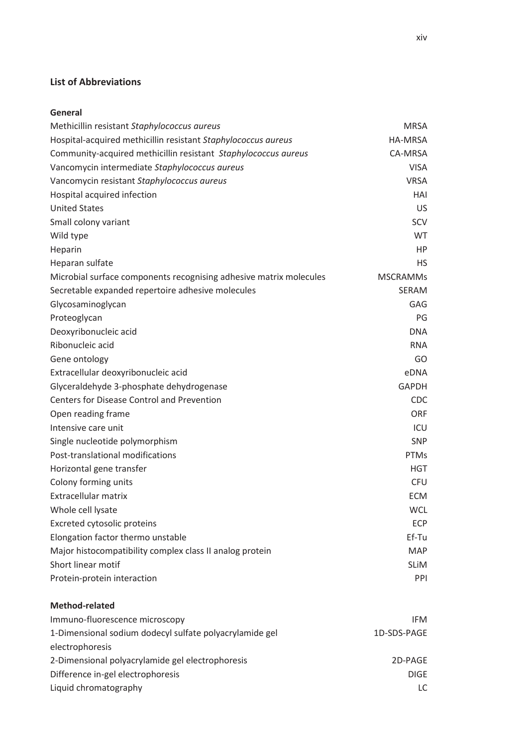## List of Abbreviations

### General

| | |
|---|---|
| Methicillin resistant *Staphylococcus aureus* | MRSA |
| Hospital-acquired methicillin resistant *Staphylococcus aureus* | HA-MRSA |
| Community-acquired methicillin resistant *Staphylococcus aureus* | CA-MRSA |
| Vancomycin intermediate *Staphylococcus aureus* | VISA |
| Vancomycin resistant *Staphylococcus aureus* | VRSA |
| Hospital acquired infection | HAI |
| United States | US |
| Small colony variant | SCV |
| Wild type | WT |
| Heparin | HP |
| Heparan sulfate | HS |
| Microbial surface components recognising adhesive matrix molecules | MSCRAMMs |
| Secretable expanded repertoire adhesive molecules | SERAM |
| Glycosaminoglycan | GAG |
| Proteoglycan | PG |
| Deoxyribonucleic acid | DNA |
| Ribonucleic acid | RNA |
| Gene ontology | GO |
| Extracellular deoxyribonucleic acid | eDNA |
| Glyceraldehyde 3-phosphate dehydrogenase | GAPDH |
| Centers for Disease Control and Prevention | CDC |
| Open reading frame | ORF |
| Intensive care unit | ICU |
| Single nucleotide polymorphism | SNP |
| Post-translational modifications | PTMs |
| Horizontal gene transfer | HGT |
| Colony forming units | CFU |
| Extracellular matrix | ECM |
| Whole cell lysate | WCL |
| Excreted cytosolic proteins | ECP |
| Elongation factor thermo unstable | Ef-Tu |
| Major histocompatibility complex class II analog protein | MAP |
| Short linear motif | SLiM |
| Protein-protein interaction | PPI |

### Method-related

| | |
|---|---|
| Immuno-fluorescence microscopy | IFM |
| 1-Dimensional sodium dodecyl sulfate polyacrylamide gel electrophoresis | 1D-SDS-PAGE |
| 2-Dimensional polyacrylamide gel electrophoresis | 2D-PAGE |
| Difference in-gel electrophoresis | DIGE |
| Liquid chromatography | LC |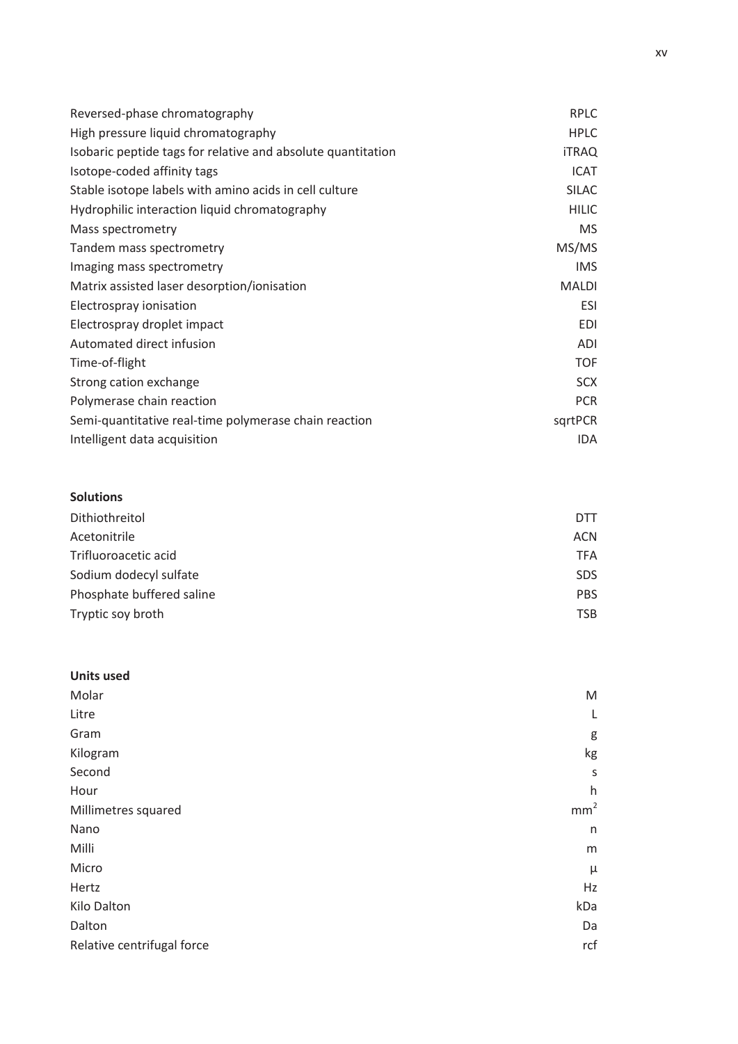| | |
|---|---|
| Reversed-phase chromatography | RPLC |
| High pressure liquid chromatography | HPLC |
| Isobaric peptide tags for relative and absolute quantitation | iTRAQ |
| Isotope-coded affinity tags | ICAT |
| Stable isotope labels with amino acids in cell culture | SILAC |
| Hydrophilic interaction liquid chromatography | HILIC |
| Mass spectrometry | MS |
| Tandem mass spectrometry | MS/MS |
| Imaging mass spectrometry | IMS |
| Matrix assisted laser desorption/ionisation | MALDI |
| Electrospray ionisation | ESI |
| Electrospray droplet impact | EDI |
| Automated direct infusion | ADI |
| Time-of-flight | TOF |
| Strong cation exchange | SCX |
| Polymerase chain reaction | PCR |
| Semi-quantitative real-time polymerase chain reaction | sqrtPCR |
| Intelligent data acquisition | IDA |

**Solutions**

| | |
|---|---|
| Dithiothreitol | DTT |
| Acetonitrile | ACN |
| Trifluoroacetic acid | TFA |
| Sodium dodecyl sulfate | SDS |
| Phosphate buffered saline | PBS |
| Tryptic soy broth | TSB |

**Units used**

| | |
|---|---|
| Molar | M |
| Litre | L |
| Gram | g |
| Kilogram | kg |
| Second | s |
| Hour | h |
| Millimetres squared | $mm^2$ |
| Nano | n |
| Milli | m |
| Micro | µ |
| Hertz | Hz |
| Kilo Dalton | kDa |
| Dalton | Da |
| Relative centrifugal force | rcf |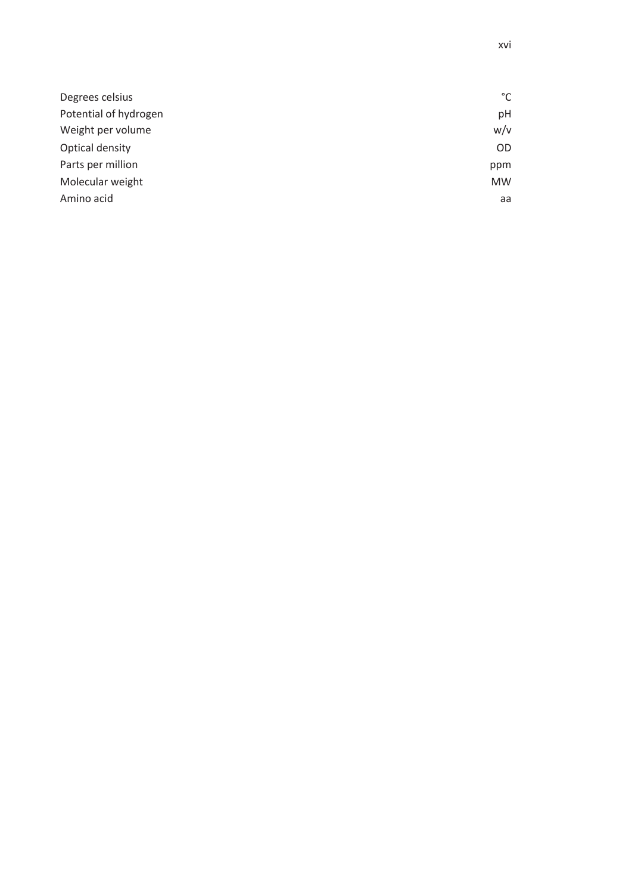| | |
|---|---|
| Degrees celsius | °C |
| Potential of hydrogen | pH |
| Weight per volume | w/v |
| Optical density | OD |
| Parts per million | ppm |
| Molecular weight | MW |
| Amino acid | aa |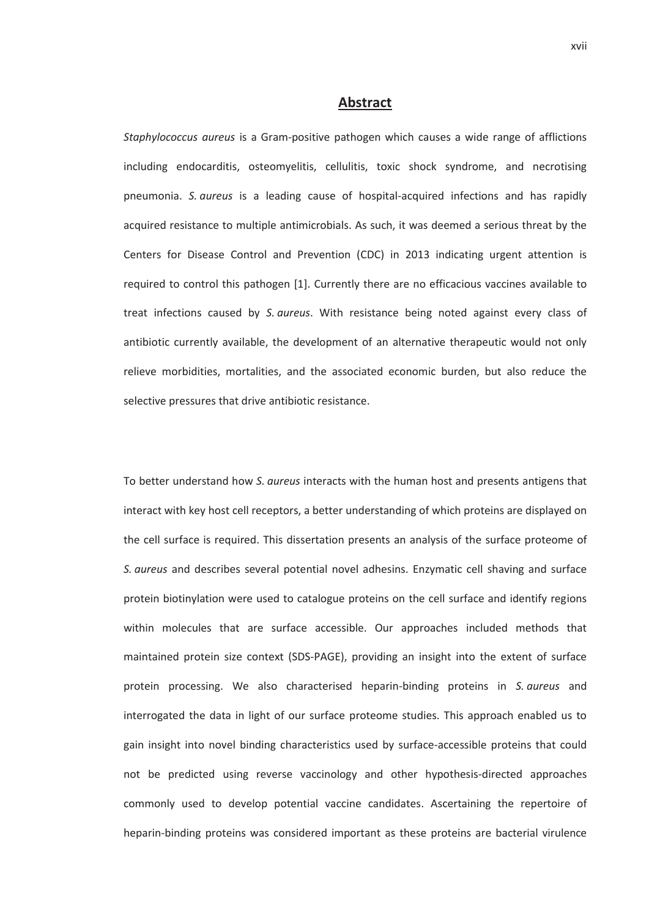## Abstract

*Staphylococcus aureus* is a Gram-positive pathogen which causes a wide range of afflictions including endocarditis, osteomyelitis, cellulitis, toxic shock syndrome, and necrotising pneumonia. *S. aureus* is a leading cause of hospital-acquired infections and has rapidly acquired resistance to multiple antimicrobials. As such, it was deemed a serious threat by the Centers for Disease Control and Prevention (CDC) in 2013 indicating urgent attention is required to control this pathogen [1]. Currently there are no efficacious vaccines available to treat infections caused by *S. aureus*. With resistance being noted against every class of antibiotic currently available, the development of an alternative therapeutic would not only relieve morbidities, mortalities, and the associated economic burden, but also reduce the selective pressures that drive antibiotic resistance.

To better understand how *S. aureus* interacts with the human host and presents antigens that interact with key host cell receptors, a better understanding of which proteins are displayed on the cell surface is required. This dissertation presents an analysis of the surface proteome of *S. aureus* and describes several potential novel adhesins. Enzymatic cell shaving and surface protein biotinylation were used to catalogue proteins on the cell surface and identify regions within molecules that are surface accessible. Our approaches included methods that maintained protein size context (SDS-PAGE), providing an insight into the extent of surface protein processing. We also characterised heparin-binding proteins in *S. aureus* and interrogated the data in light of our surface proteome studies. This approach enabled us to gain insight into novel binding characteristics used by surface-accessible proteins that could not be predicted using reverse vaccinology and other hypothesis-directed approaches commonly used to develop potential vaccine candidates. Ascertaining the repertoire of heparin-binding proteins was considered important as these proteins are bacterial virulence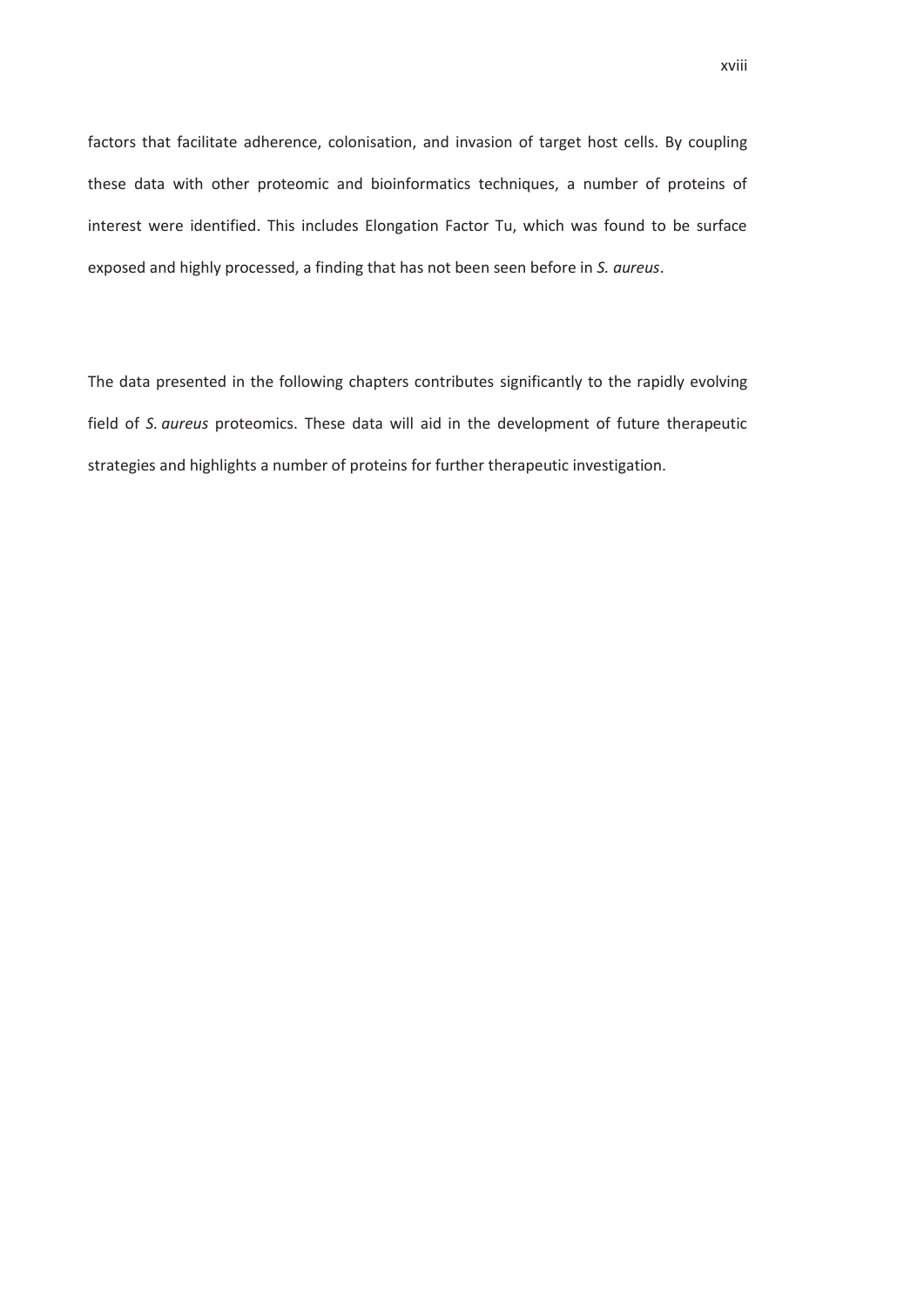factors that facilitate adherence, colonisation, and invasion of target host cells. By coupling these data with other proteomic and bioinformatics techniques, a number of proteins of interest were identified. This includes Elongation Factor Tu, which was found to be surface exposed and highly processed, a finding that has not been seen before in *S. aureus*.

The data presented in the following chapters contributes significantly to the rapidly evolving field of *S. aureus* proteomics. These data will aid in the development of future therapeutic strategies and highlights a number of proteins for further therapeutic investigation.